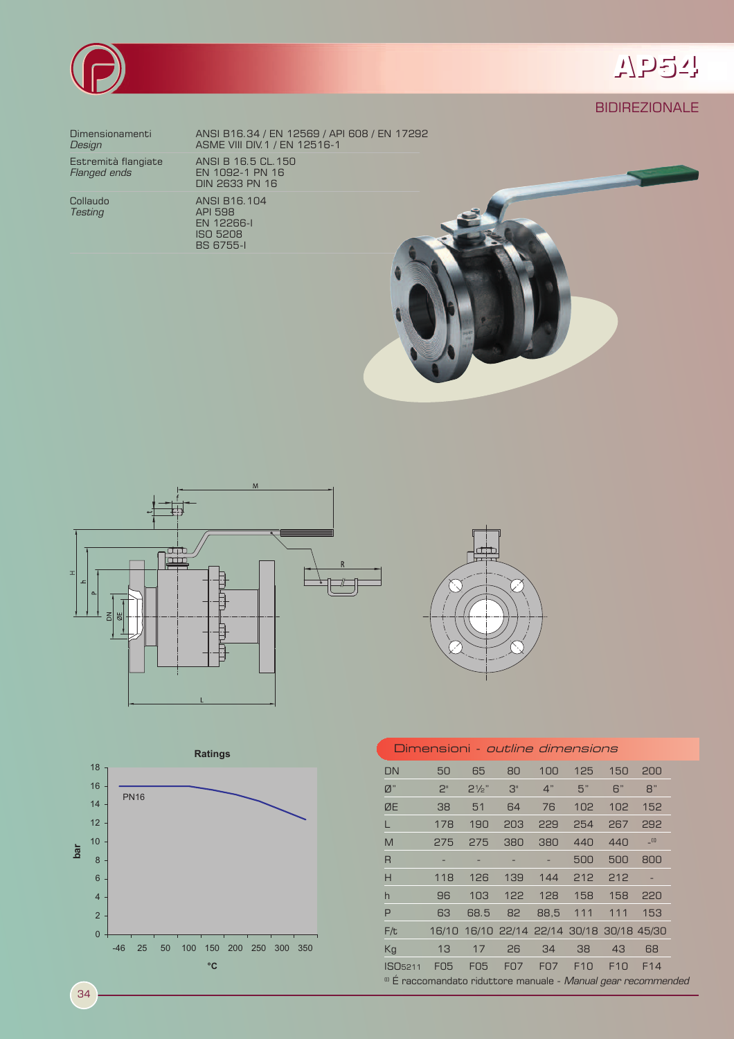# AP54

BIDIREZIONALE

| | |
|---|---|
| Dimensionamenti *Design* | ANSI B16.34 / EN 12569 / API 608 / EN 17292 ASME VIII DIV.1 / EN 12516-1 |
| Estremità flangiate *Flanged ends* | ANSI B 16.5 CL.150 EN 1092-1 PN 16 DIN 2633 PN 16 |
| Collaudo *Testing* | ANSI B16.104 API 598 EN 12266-I ISO 5208 BS 6755-I |

**Ratings**

## Dimensioni - *outline dimensions*

| DN | 50 | 65 | 80 | 100 | 125 | 150 | 200 |
|---|---|---|---|---|---|---|---|
| Ø" | 2" | 2½" | 3" | 4" | 5" | 6" | 8" |
| ØE | 38 | 51 | 64 | 76 | 102 | 102 | 152 |
| L | 178 | 190 | 203 | 229 | 254 | 267 | 292 |
| M | 275 | 275 | 380 | 380 | 440 | 440 | -[1] |
| R | - | - | - | - | 500 | 500 | 800 |
| H | 118 | 126 | 139 | 144 | 212 | 212 | - |
| h | 96 | 103 | 122 | 128 | 158 | 158 | 220 |
| P | 63 | 68.5 | 82 | 88,5 | 111 | 111 | 153 |
| F/t | 16/10 | 16/10 | 22/14 | 22/14 | 30/18 | 30/18 | 45/30 |
| Kg | 13 | 17 | 26 | 34 | 38 | 43 | 68 |
| ISO5211 | F05 | F05 | F07 | F07 | F10 | F10 | F14 |

[1] É raccomandato riduttore manuale - *Manual gear recommended*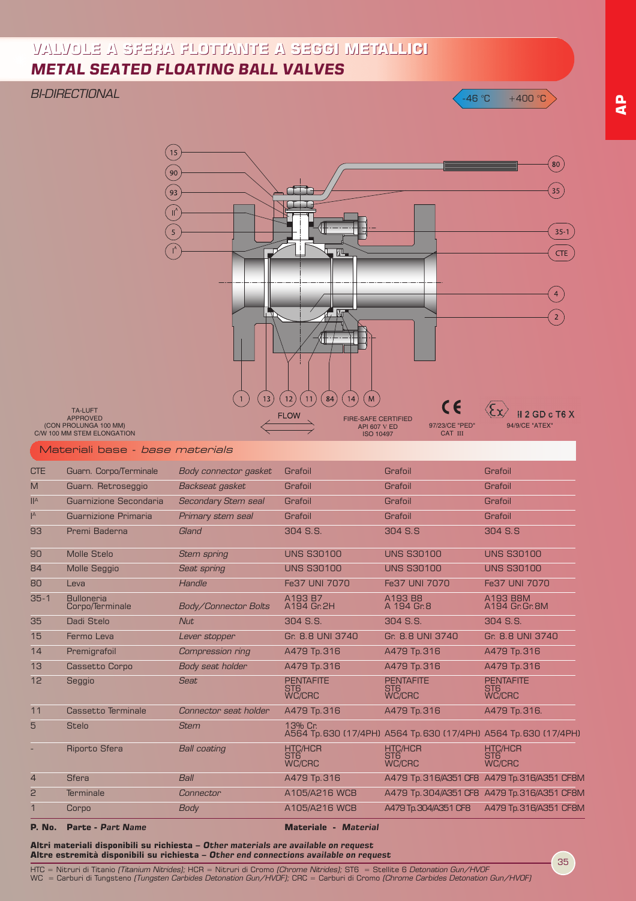# VALVOLE A SFERA FLOTTANTE A SEGGI METALLICI

## *METAL SEATED FLOATING BALL VALVES*

*BI-DIRECTIONAL*

-46 °C +400 °C

AP

15
90
93
II[A]
5
I[A]
80
35
35-1
CTE
4
2
1
13
12
11
84
14
M

TA-LUFT APPROVED (CON PROLUNGA 100 MM) C/W 100 MM STEM ELONGATION

FLOW

FIRE-SAFE CERTIFIED API 607 V ED ISO 10497

CE 97/23/CE "PED" CAT III

Ex II 2 GD c T6 X 94/9/CE "ATEX"

## Materiali base - *base materials*

| P. No. | Parte - *Part Name* | | Materiale - *Material* | | |
|---|---|---|---|---|---|
| CTE | Guarn. Corpo/Terminale | *Body connector gasket* | Grafoil | Grafoil | Grafoil |
| M | Guarn. Retroseggio | *Backseat gasket* | Grafoil | Grafoil | Grafoil |
| II[A] | Guarnizione Secondaria | *Secondary Stem seal* | Grafoil | Grafoil | Grafoil |
| I[A] | Guarnizione Primaria | *Primary stem seal* | Grafoil | Grafoil | Grafoil |
| 93 | Premi Baderna | *Gland* | 304 S.S. | 304 S.S | 304 S.S |
| 90 | Molle Stelo | *Stem spring* | UNS S30100 | UNS S30100 | UNS S30100 |
| 84 | Molle Seggio | *Seat spring* | UNS S30100 | UNS S30100 | UNS S30100 |
| 80 | Leva | *Handle* | Fe37 UNI 7070 | Fe37 UNI 7070 | Fe37 UNI 7070 |
| 35-1 | Bulloneria Corpo/Terminale | *Body/Connector Bolts* | A193 B7 A194 Gr.2H | A193 B8 A 194 Gr.8 | A193 B8M A194 Gr.Gr.8M |
| 35 | Dadi Stelo | *Nut* | 304 S.S. | 304 S.S. | 304 S.S. |
| 15 | Fermo Leva | *Lever stopper* | Gr. 8.8 UNI 3740 | Gr. 8.8 UNI 3740 | Gr. 8.8 UNI 3740 |
| 14 | Premigrafoil | *Compression ring* | A479 Tp.316 | A479 Tp.316 | A479 Tp.316 |
| 13 | Cassetto Corpo | *Body seat holder* | A479 Tp.316 | A479 Tp.316 | A479 Tp.316 |
| 12 | Seggio | *Seat* | PENTAFITE ST6 WC/CRC | PENTAFITE ST6 WC/CRC | PENTAFITE ST6 WC/CRC |
| 11 | Cassetto Terminale | *Connector seat holder* | A479 Tp.316 | A479 Tp.316 | A479 Tp.316. |
| 5 | Stelo | *Stem* | 13% Cr. A564 Tp.630 (17/4PH) | A564 Tp.630 (17/4PH) | A564 Tp.630 (17/4PH) |
| - | Riporto Sfera | *Ball coating* | HTC/HCR ST6 WC/CRC | HTC/HCR ST6 WC/CRC | HTC/HCR ST6 WC/CRC |
| 4 | Sfera | *Ball* | A479 Tp.316 | A479 Tp.316/A351 CF8 | A479 Tp.316/A351 CF8M |
| 2 | Terminale | *Connector* | A105/A216 WCB | A479 Tp.304/A351 CF8 | A479 Tp.316/A351 CF8M |
| 1 | Corpo | *Body* | A105/A216 WCB | A479 Tp.304/A351 CF8 | A479 Tp.316/A351 CF8M |

**Altri materiali disponibili su richiesta – *Other materials are available on request***
**Altre estremità disponibili su richiesta – *Other end connections available on request***

HTC = Nitruri di Titanio *(Titanium Nitrides)*; HCR = Nitruri di Cromo *(Chrome Nitrides)*; ST6 = Stellite 6 *Detonation Gun/HVOF*
WC = Carburi di Tungsteno *(Tungsten Carbides Detonation Gun/HVOF)*; CRC = Carburi di Cromo *(Chrome Carbides Detonation Gun/HVOF)*